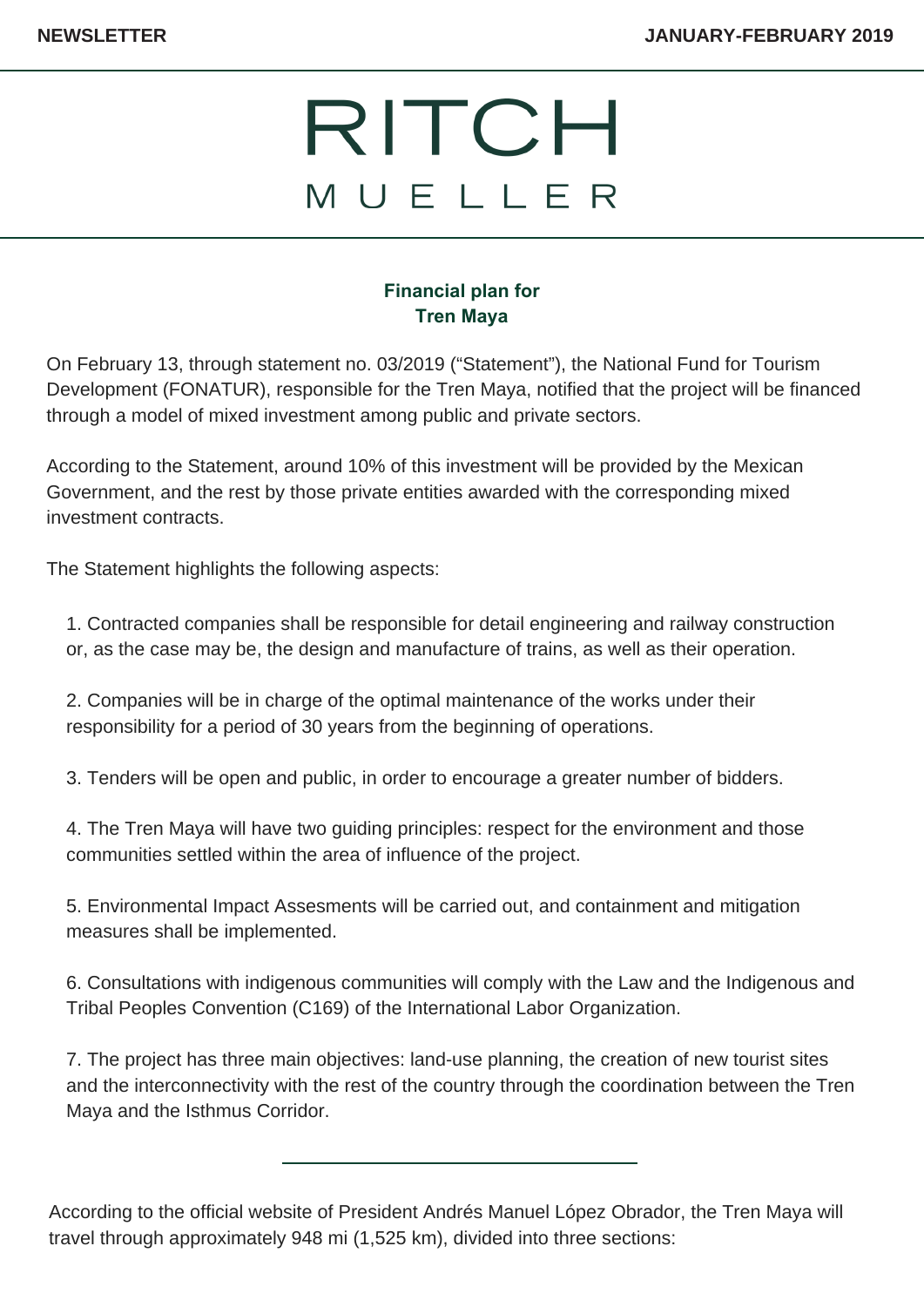NEWSLETTER JANUARY-FEBRUARY 2019

# RITCH MUELLER

## Financial plan for Tren Maya

On February 13, through statement no. 03/2019 (“Statement”), the National Fund for Tourism Development (FONATUR), responsible for the Tren Maya, notified that the project will be financed through a model of mixed investment among public and private sectors.

According to the Statement, around 10% of this investment will be provided by the Mexican Government, and the rest by those private entities awarded with the corresponding mixed investment contracts.

The Statement highlights the following aspects:

1. Contracted companies shall be responsible for detail engineering and railway construction or, as the case may be, the design and manufacture of trains, as well as their operation.

2. Companies will be in charge of the optimal maintenance of the works under their responsibility for a period of 30 years from the beginning of operations.

3. Tenders will be open and public, in order to encourage a greater number of bidders.

4. The Tren Maya will have two guiding principles: respect for the environment and those communities settled within the area of influence of the project.

5. Environmental Impact Assesments will be carried out, and containment and mitigation measures shall be implemented.

6. Consultations with indigenous communities will comply with the Law and the Indigenous and Tribal Peoples Convention (C169) of the International Labor Organization.

7. The project has three main objectives: land-use planning, the creation of new tourist sites and the interconnectivity with the rest of the country through the coordination between the Tren Maya and the Isthmus Corridor.

---

According to the official website of President Andrés Manuel López Obrador, the Tren Maya will travel through approximately 948 mi (1,525 km), divided into three sections: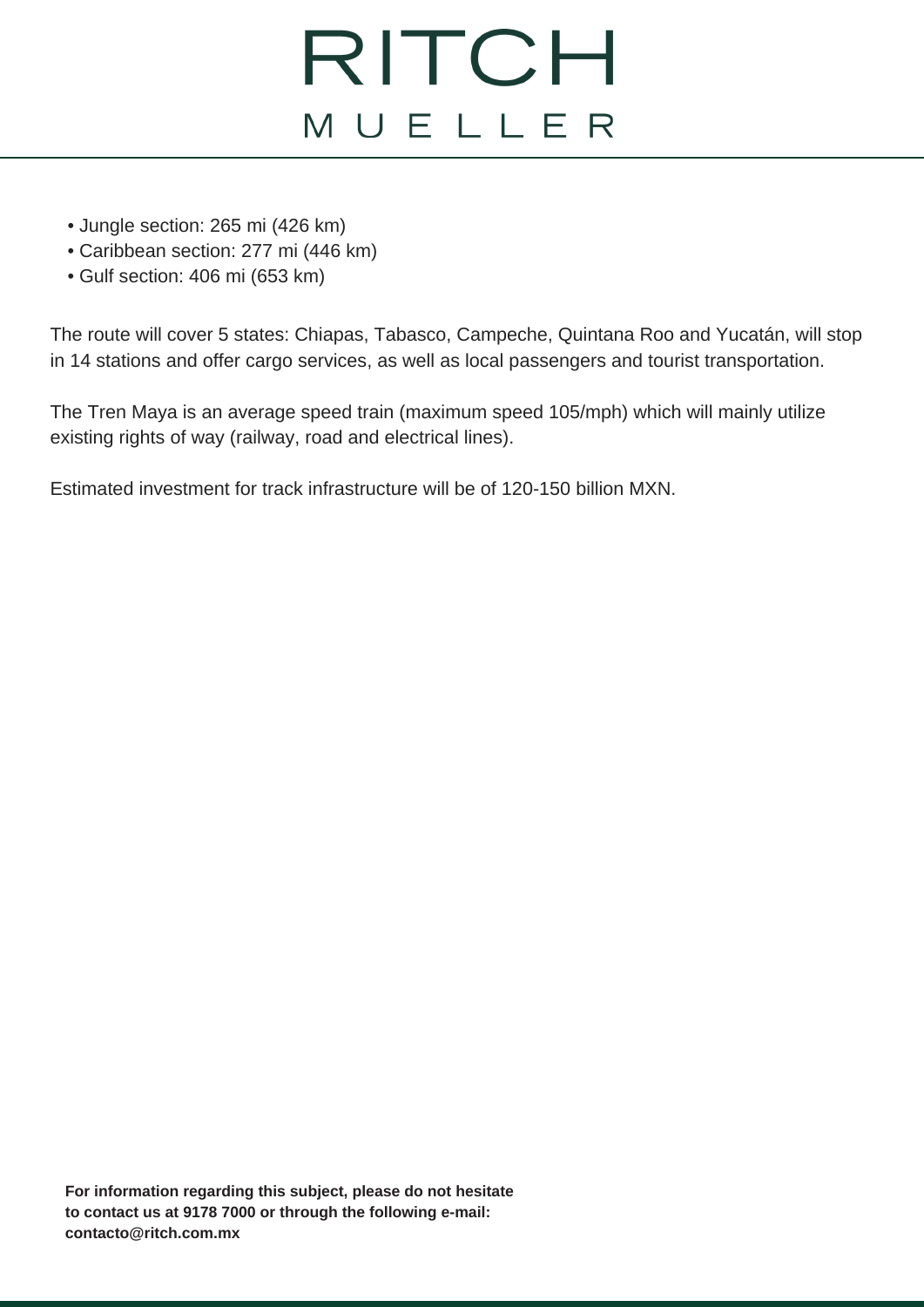- Jungle section: 265 mi (426 km)
- Caribbean section: 277 mi (446 km)
- Gulf section: 406 mi (653 km)

The route will cover 5 states: Chiapas, Tabasco, Campeche, Quintana Roo and Yucatán, will stop in 14 stations and offer cargo services, as well as local passengers and tourist transportation.

The Tren Maya is an average speed train (maximum speed 105/mph) which will mainly utilize existing rights of way (railway, road and electrical lines).

Estimated investment for track infrastructure will be of 120-150 billion MXN.

**For information regarding this subject, please do not hesitate to contact us at 9178 7000 or through the following e-mail: contacto@ritch.com.mx**